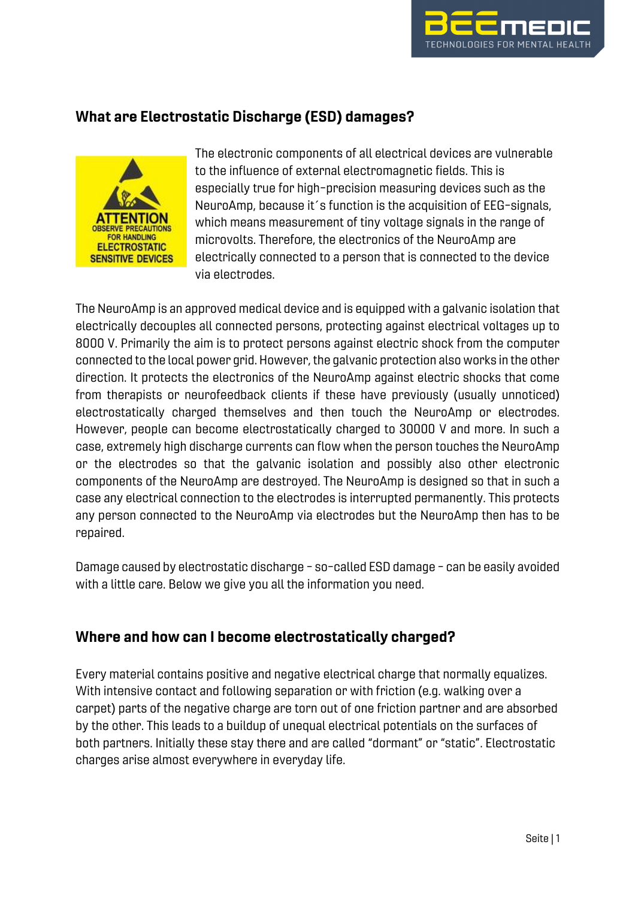## What are Electrostatic Discharge (ESD) damages?

The electronic components of all electrical devices are vulnerable to the influence of external electromagnetic fields. This is especially true for high-precision measuring devices such as the NeuroAmp, because it´s function is the acquisition of EEG-signals, which means measurement of tiny voltage signals in the range of microvolts. Therefore, the electronics of the NeuroAmp are electrically connected to a person that is connected to the device via electrodes.

The NeuroAmp is an approved medical device and is equipped with a galvanic isolation that electrically decouples all connected persons, protecting against electrical voltages up to 8000 V. Primarily the aim is to protect persons against electric shock from the computer connected to the local power grid. However, the galvanic protection also works in the other direction. It protects the electronics of the NeuroAmp against electric shocks that come from therapists or neurofeedback clients if these have previously (usually unnoticed) electrostatically charged themselves and then touch the NeuroAmp or electrodes. However, people can become electrostatically charged to 30000 V and more. In such a case, extremely high discharge currents can flow when the person touches the NeuroAmp or the electrodes so that the galvanic isolation and possibly also other electronic components of the NeuroAmp are destroyed. The NeuroAmp is designed so that in such a case any electrical connection to the electrodes is interrupted permanently. This protects any person connected to the NeuroAmp via electrodes but the NeuroAmp then has to be repaired.

Damage caused by electrostatic discharge – so-called ESD damage – can be easily avoided with a little care. Below we give you all the information you need.

## Where and how can I become electrostatically charged?

Every material contains positive and negative electrical charge that normally equalizes. With intensive contact and following separation or with friction (e.g. walking over a carpet) parts of the negative charge are torn out of one friction partner and are absorbed by the other. This leads to a buildup of unequal electrical potentials on the surfaces of both partners. Initially these stay there and are called "dormant" or "static". Electrostatic charges arise almost everywhere in everyday life.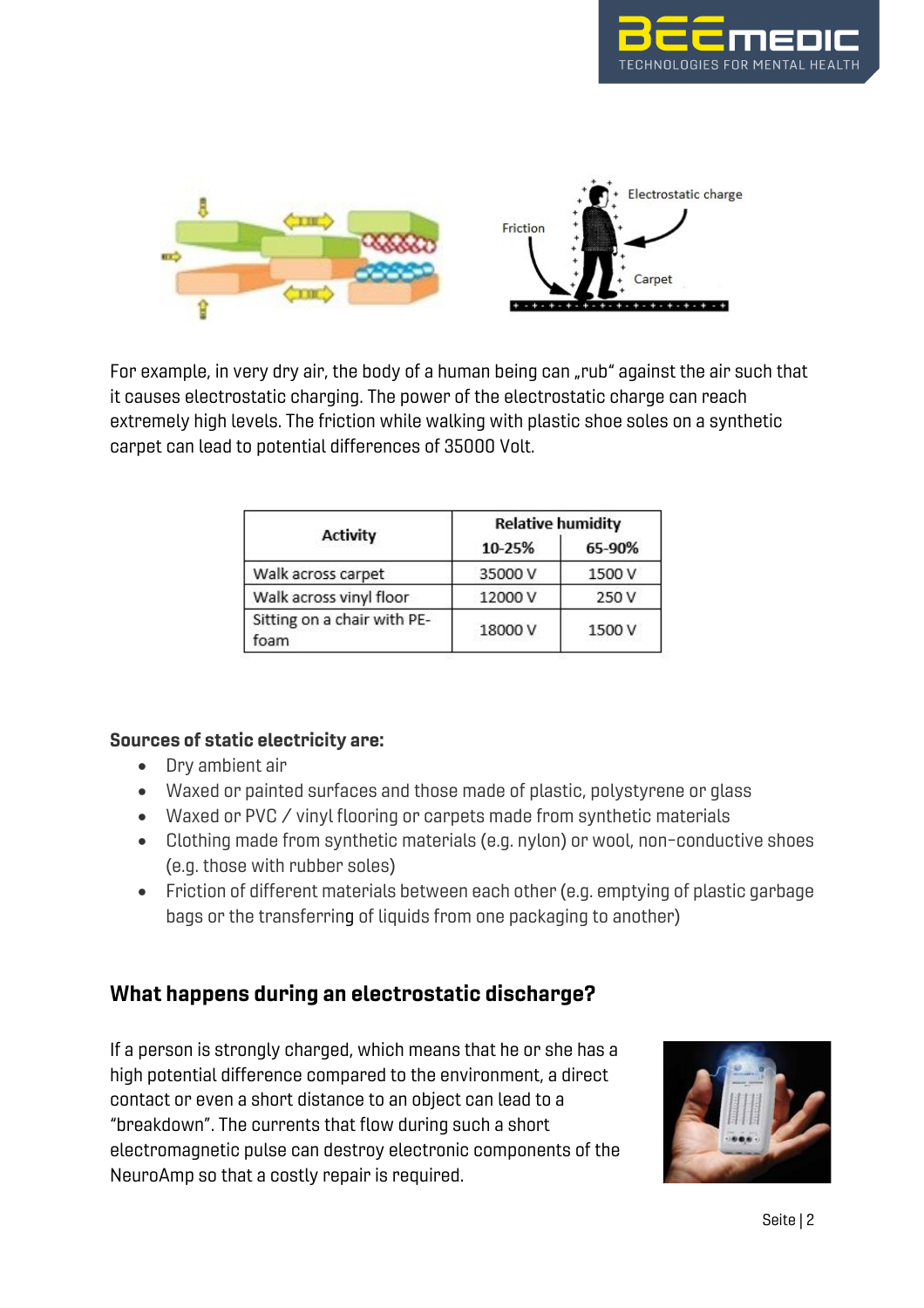For example, in very dry air, the body of a human being can „rub" against the air such that it causes electrostatic charging. The power of the electrostatic charge can reach extremely high levels. The friction while walking with plastic shoe soles on a synthetic carpet can lead to potential differences of 35000 Volt.

| Activity | Relative humidity | |
|---|---|---|
| | 10-25% | 65-90% |
| Walk across carpet | 35000 V | 1500 V |
| Walk across vinyl floor | 12000 V | 250 V |
| Sitting on a chair with PE-foam | 18000 V | 1500 V |

**Sources of static electricity are:**

- Dry ambient air
- Waxed or painted surfaces and those made of plastic, polystyrene or glass
- Waxed or PVC / vinyl flooring or carpets made from synthetic materials
- Clothing made from synthetic materials (e.g. nylon) or wool, non-conductive shoes (e.g. those with rubber soles)
- Friction of different materials between each other (e.g. emptying of plastic garbage bags or the transferring of liquids from one packaging to another)

## What happens during an electrostatic discharge?

If a person is strongly charged, which means that he or she has a high potential difference compared to the environment, a direct contact or even a short distance to an object can lead to a "breakdown". The currents that flow during such a short electromagnetic pulse can destroy electronic components of the NeuroAmp so that a costly repair is required.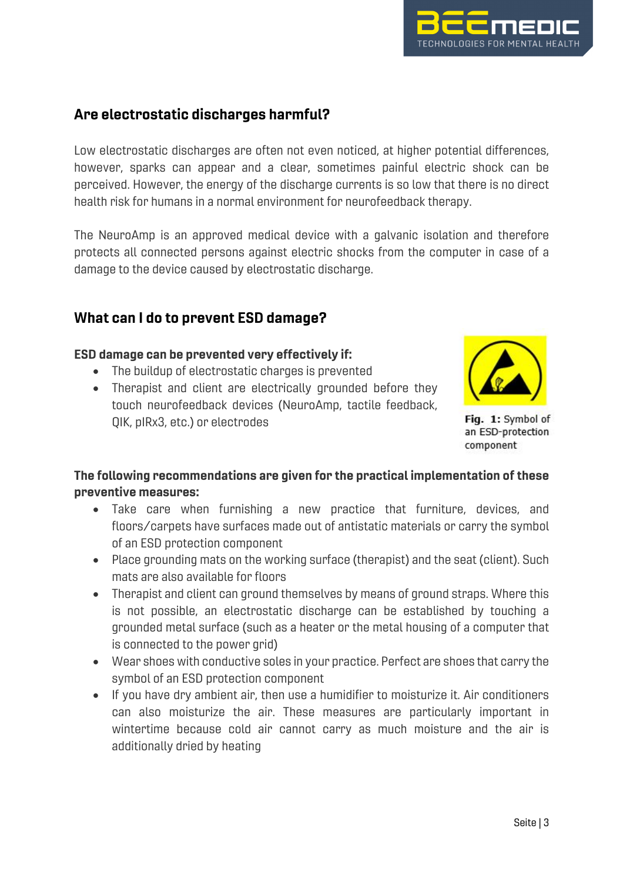## Are electrostatic discharges harmful?

Low electrostatic discharges are often not even noticed, at higher potential differences, however, sparks can appear and a clear, sometimes painful electric shock can be perceived. However, the energy of the discharge currents is so low that there is no direct health risk for humans in a normal environment for neurofeedback therapy.

The NeuroAmp is an approved medical device with a galvanic isolation and therefore protects all connected persons against electric shocks from the computer in case of a damage to the device caused by electrostatic discharge.

## What can I do to prevent ESD damage?

**ESD damage can be prevented very effectively if:**

- The buildup of electrostatic charges is prevented
- Therapist and client are electrically grounded before they touch neurofeedback devices (NeuroAmp, tactile feedback, QIK, pIRx3, etc.) or electrodes

**Fig. 1:** Symbol of an ESD-protection component

**The following recommendations are given for the practical implementation of these preventive measures:**

- Take care when furnishing a new practice that furniture, devices, and floors/carpets have surfaces made out of antistatic materials or carry the symbol of an ESD protection component
- Place grounding mats on the working surface (therapist) and the seat (client). Such mats are also available for floors
- Therapist and client can ground themselves by means of ground straps. Where this is not possible, an electrostatic discharge can be established by touching a grounded metal surface (such as a heater or the metal housing of a computer that is connected to the power grid)
- Wear shoes with conductive soles in your practice. Perfect are shoes that carry the symbol of an ESD protection component
- If you have dry ambient air, then use a humidifier to moisturize it. Air conditioners can also moisturize the air. These measures are particularly important in wintertime because cold air cannot carry as much moisture and the air is additionally dried by heating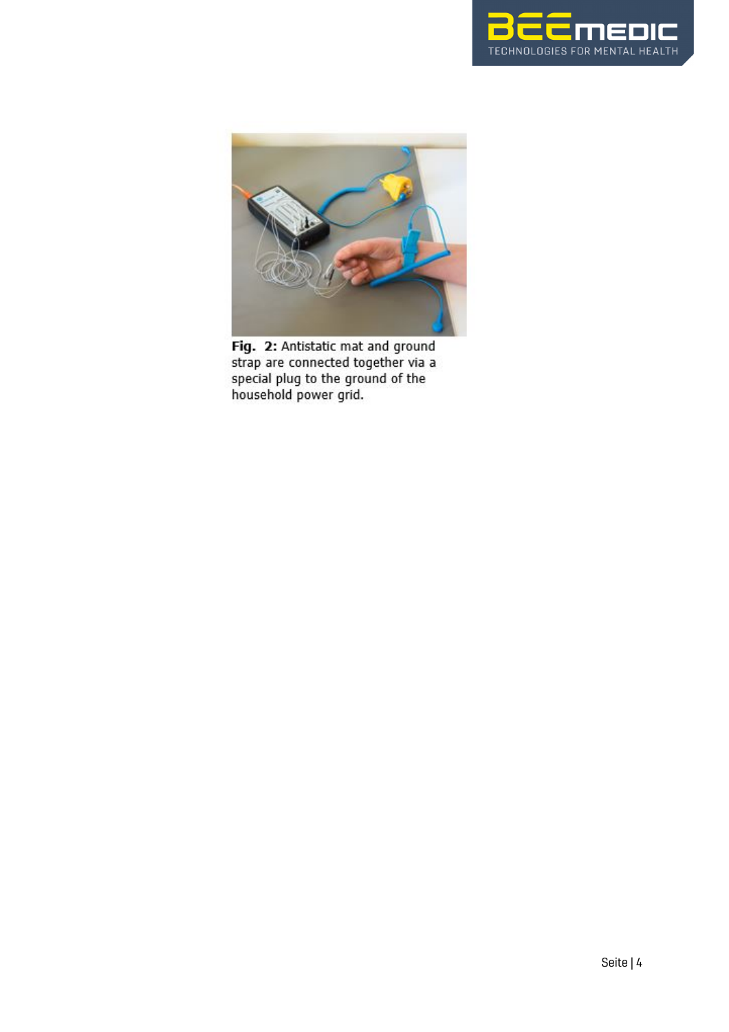**Fig. 2:** Antistatic mat and ground strap are connected together via a special plug to the ground of the household power grid.